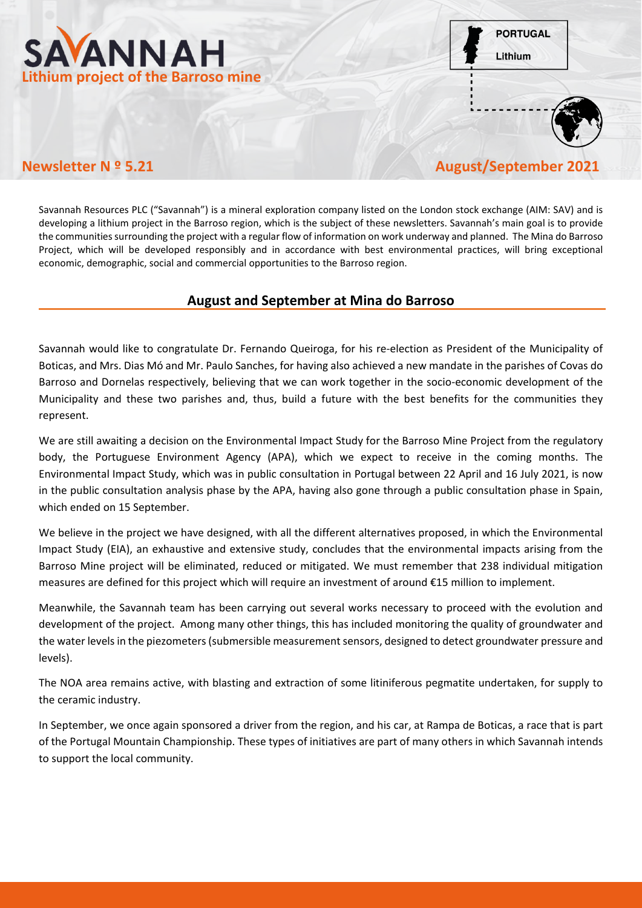# SAVANNAH
**Lithium project of the Barroso mine**

PORTUGAL
Lithium

**Newsletter N º 5.21** **August/September 2021**

Savannah Resources PLC ("Savannah") is a mineral exploration company listed on the London stock exchange (AIM: SAV) and is developing a lithium project in the Barroso region, which is the subject of these newsletters. Savannah's main goal is to provide the communities surrounding the project with a regular flow of information on work underway and planned. The Mina do Barroso Project, which will be developed responsibly and in accordance with best environmental practices, will bring exceptional economic, demographic, social and commercial opportunities to the Barroso region.

## August and September at Mina do Barroso

Savannah would like to congratulate Dr. Fernando Queiroga, for his re-election as President of the Municipality of Boticas, and Mrs. Dias Mó and Mr. Paulo Sanches, for having also achieved a new mandate in the parishes of Covas do Barroso and Dornelas respectively, believing that we can work together in the socio-economic development of the Municipality and these two parishes and, thus, build a future with the best benefits for the communities they represent.

We are still awaiting a decision on the Environmental Impact Study for the Barroso Mine Project from the regulatory body, the Portuguese Environment Agency (APA), which we expect to receive in the coming months. The Environmental Impact Study, which was in public consultation in Portugal between 22 April and 16 July 2021, is now in the public consultation analysis phase by the APA, having also gone through a public consultation phase in Spain, which ended on 15 September.

We believe in the project we have designed, with all the different alternatives proposed, in which the Environmental Impact Study (EIA), an exhaustive and extensive study, concludes that the environmental impacts arising from the Barroso Mine project will be eliminated, reduced or mitigated. We must remember that 238 individual mitigation measures are defined for this project which will require an investment of around €15 million to implement.

Meanwhile, the Savannah team has been carrying out several works necessary to proceed with the evolution and development of the project. Among many other things, this has included monitoring the quality of groundwater and the water levels in the piezometers (submersible measurement sensors, designed to detect groundwater pressure and levels).

The NOA area remains active, with blasting and extraction of some litiniferous pegmatite undertaken, for supply to the ceramic industry.

In September, we once again sponsored a driver from the region, and his car, at Rampa de Boticas, a race that is part of the Portugal Mountain Championship. These types of initiatives are part of many others in which Savannah intends to support the local community.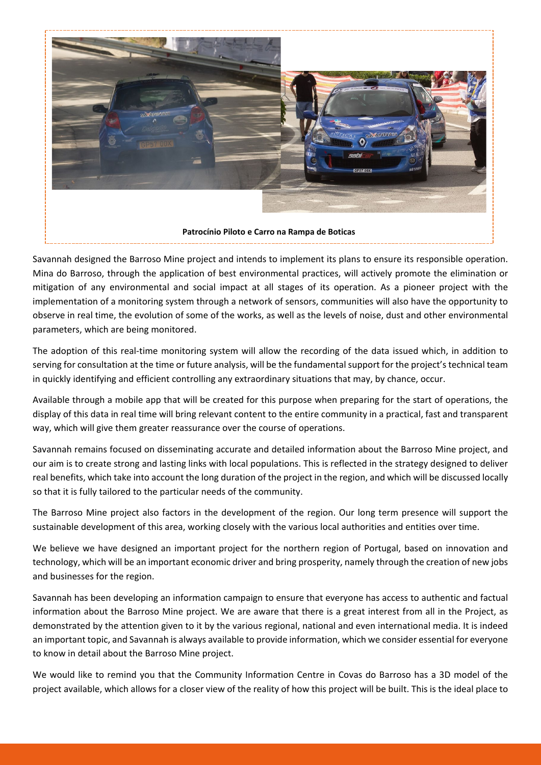**Patrocínio Piloto e Carro na Rampa de Boticas**

Savannah designed the Barroso Mine project and intends to implement its plans to ensure its responsible operation. Mina do Barroso, through the application of best environmental practices, will actively promote the elimination or mitigation of any environmental and social impact at all stages of its operation. As a pioneer project with the implementation of a monitoring system through a network of sensors, communities will also have the opportunity to observe in real time, the evolution of some of the works, as well as the levels of noise, dust and other environmental parameters, which are being monitored.

The adoption of this real-time monitoring system will allow the recording of the data issued which, in addition to serving for consultation at the time or future analysis, will be the fundamental support for the project's technical team in quickly identifying and efficient controlling any extraordinary situations that may, by chance, occur.

Available through a mobile app that will be created for this purpose when preparing for the start of operations, the display of this data in real time will bring relevant content to the entire community in a practical, fast and transparent way, which will give them greater reassurance over the course of operations.

Savannah remains focused on disseminating accurate and detailed information about the Barroso Mine project, and our aim is to create strong and lasting links with local populations. This is reflected in the strategy designed to deliver real benefits, which take into account the long duration of the project in the region, and which will be discussed locally so that it is fully tailored to the particular needs of the community.

The Barroso Mine project also factors in the development of the region. Our long term presence will support the sustainable development of this area, working closely with the various local authorities and entities over time.

We believe we have designed an important project for the northern region of Portugal, based on innovation and technology, which will be an important economic driver and bring prosperity, namely through the creation of new jobs and businesses for the region.

Savannah has been developing an information campaign to ensure that everyone has access to authentic and factual information about the Barroso Mine project. We are aware that there is a great interest from all in the Project, as demonstrated by the attention given to it by the various regional, national and even international media. It is indeed an important topic, and Savannah is always available to provide information, which we consider essential for everyone to know in detail about the Barroso Mine project.

We would like to remind you that the Community Information Centre in Covas do Barroso has a 3D model of the project available, which allows for a closer view of the reality of how this project will be built. This is the ideal place to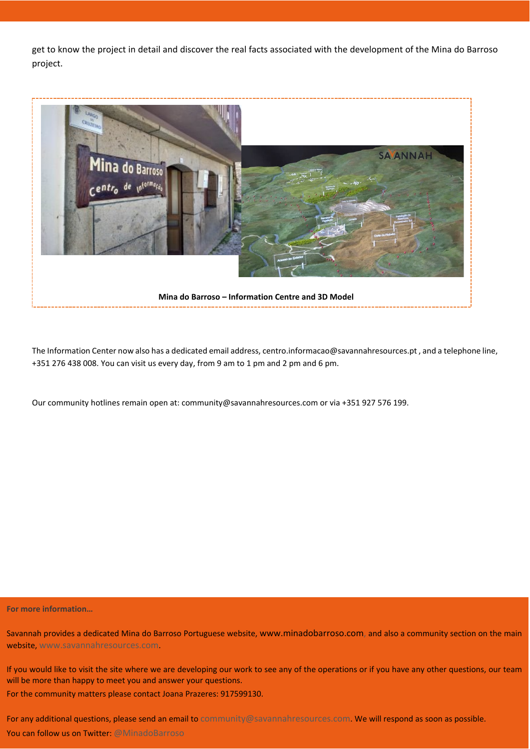get to know the project in detail and discover the real facts associated with the development of the Mina do Barroso project.

**Mina do Barroso – Information Centre and 3D Model**

The Information Center now also has a dedicated email address, centro.informacao@savannahresources.pt , and a telephone line, +351 276 438 008. You can visit us every day, from 9 am to 1 pm and 2 pm and 6 pm.

Our community hotlines remain open at: community@savannahresources.com or via +351 927 576 199.

**For more information…**

Savannah provides a dedicated Mina do Barroso Portuguese website, www.minadobarroso.com, and also a community section on the main website, www.savannahresources.com.

If you would like to visit the site where we are developing our work to see any of the operations or if you have any other questions, our team will be more than happy to meet you and answer your questions.

For the community matters please contact Joana Prazeres: 917599130.

For any additional questions, please send an email to community@savannahresources.com. We will respond as soon as possible.

You can follow us on Twitter: @MinadoBarroso